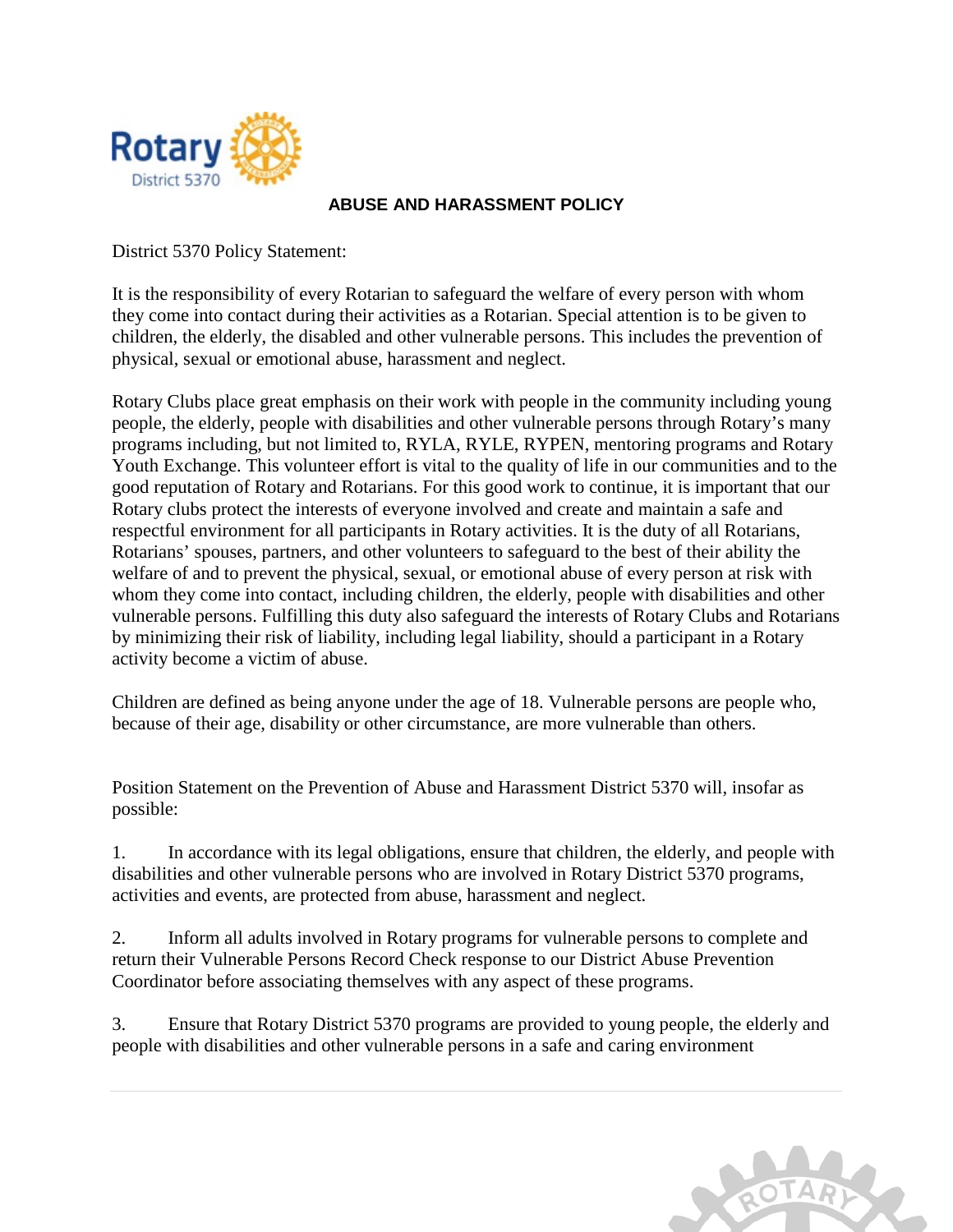# ABUSE AND HARASSMENT POLICY

District 5370 Policy Statement:

It is the responsibility of every Rotarian to safeguard the welfare of every person with whom they come into contact during their activities as a Rotarian. Special attention is to be given to children, the elderly, the disabled and other vulnerable persons. This includes the prevention of physical, sexual or emotional abuse, harassment and neglect.

Rotary Clubs place great emphasis on their work with people in the community including young people, the elderly, people with disabilities and other vulnerable persons through Rotary's many programs including, but not limited to, RYLA, RYLE, RYPEN, mentoring programs and Rotary Youth Exchange. This volunteer effort is vital to the quality of life in our communities and to the good reputation of Rotary and Rotarians. For this good work to continue, it is important that our Rotary clubs protect the interests of everyone involved and create and maintain a safe and respectful environment for all participants in Rotary activities. It is the duty of all Rotarians, Rotarians' spouses, partners, and other volunteers to safeguard to the best of their ability the welfare of and to prevent the physical, sexual, or emotional abuse of every person at risk with whom they come into contact, including children, the elderly, people with disabilities and other vulnerable persons. Fulfilling this duty also safeguard the interests of Rotary Clubs and Rotarians by minimizing their risk of liability, including legal liability, should a participant in a Rotary activity become a victim of abuse.

Children are defined as being anyone under the age of 18. Vulnerable persons are people who, because of their age, disability or other circumstance, are more vulnerable than others.

Position Statement on the Prevention of Abuse and Harassment District 5370 will, insofar as possible:

1. In accordance with its legal obligations, ensure that children, the elderly, and people with disabilities and other vulnerable persons who are involved in Rotary District 5370 programs, activities and events, are protected from abuse, harassment and neglect.

2. Inform all adults involved in Rotary programs for vulnerable persons to complete and return their Vulnerable Persons Record Check response to our District Abuse Prevention Coordinator before associating themselves with any aspect of these programs.

3. Ensure that Rotary District 5370 programs are provided to young people, the elderly and people with disabilities and other vulnerable persons in a safe and caring environment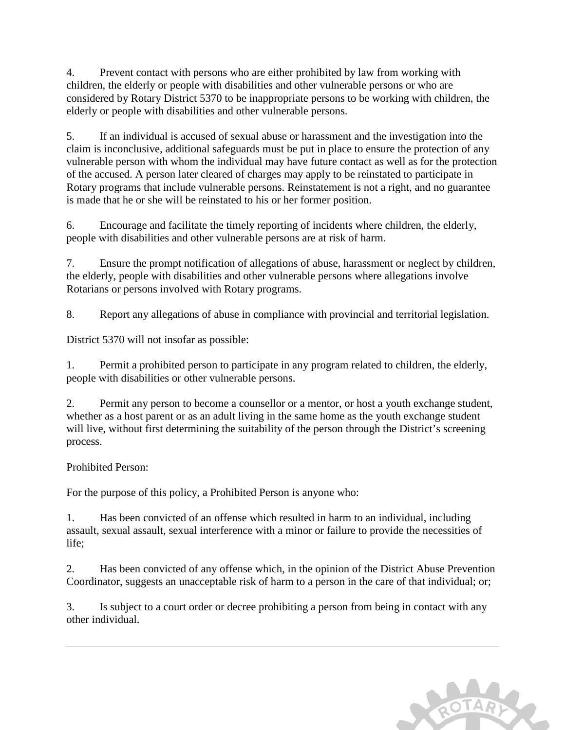4. Prevent contact with persons who are either prohibited by law from working with children, the elderly or people with disabilities and other vulnerable persons or who are considered by Rotary District 5370 to be inappropriate persons to be working with children, the elderly or people with disabilities and other vulnerable persons.

5. If an individual is accused of sexual abuse or harassment and the investigation into the claim is inconclusive, additional safeguards must be put in place to ensure the protection of any vulnerable person with whom the individual may have future contact as well as for the protection of the accused. A person later cleared of charges may apply to be reinstated to participate in Rotary programs that include vulnerable persons. Reinstatement is not a right, and no guarantee is made that he or she will be reinstated to his or her former position.

6. Encourage and facilitate the timely reporting of incidents where children, the elderly, people with disabilities and other vulnerable persons are at risk of harm.

7. Ensure the prompt notification of allegations of abuse, harassment or neglect by children, the elderly, people with disabilities and other vulnerable persons where allegations involve Rotarians or persons involved with Rotary programs.

8. Report any allegations of abuse in compliance with provincial and territorial legislation.

District 5370 will not insofar as possible:

1. Permit a prohibited person to participate in any program related to children, the elderly, people with disabilities or other vulnerable persons.

2. Permit any person to become a counsellor or a mentor, or host a youth exchange student, whether as a host parent or as an adult living in the same home as the youth exchange student will live, without first determining the suitability of the person through the District's screening process.

Prohibited Person:

For the purpose of this policy, a Prohibited Person is anyone who:

1. Has been convicted of an offense which resulted in harm to an individual, including assault, sexual assault, sexual interference with a minor or failure to provide the necessities of life;

2. Has been convicted of any offense which, in the opinion of the District Abuse Prevention Coordinator, suggests an unacceptable risk of harm to a person in the care of that individual; or;

3. Is subject to a court order or decree prohibiting a person from being in contact with any other individual.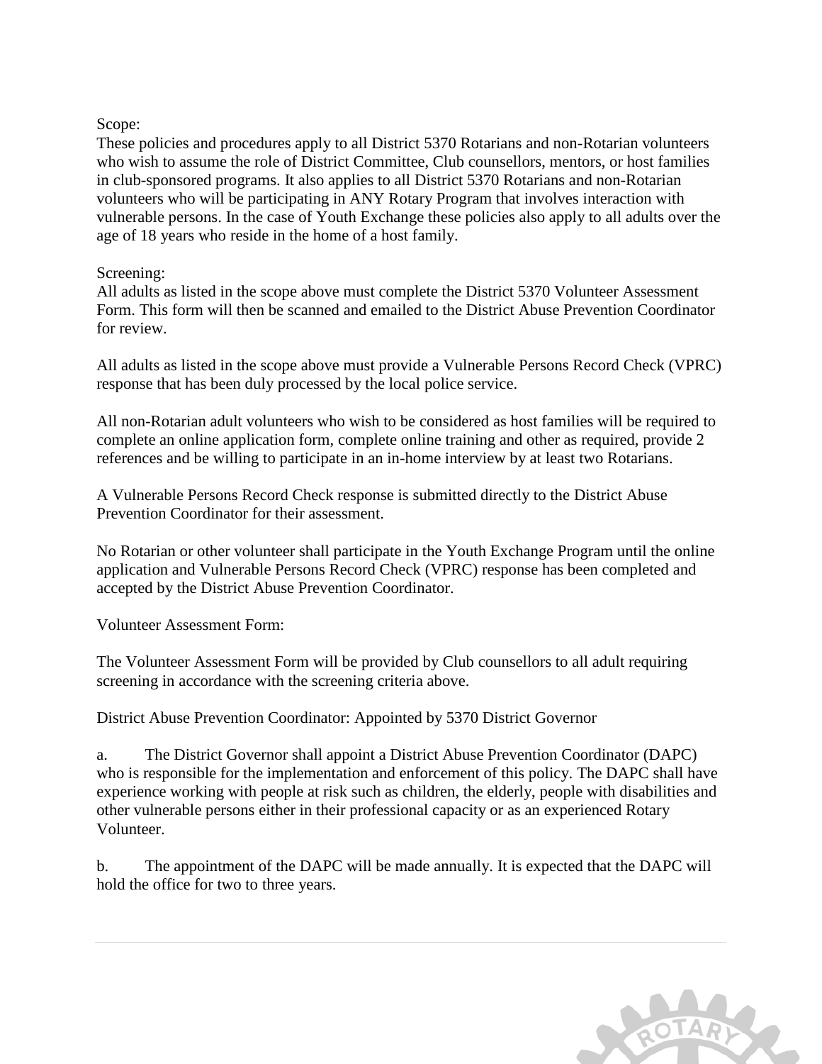Scope:
These policies and procedures apply to all District 5370 Rotarians and non-Rotarian volunteers who wish to assume the role of District Committee, Club counsellors, mentors, or host families in club-sponsored programs. It also applies to all District 5370 Rotarians and non-Rotarian volunteers who will be participating in ANY Rotary Program that involves interaction with vulnerable persons. In the case of Youth Exchange these policies also apply to all adults over the age of 18 years who reside in the home of a host family.

Screening:
All adults as listed in the scope above must complete the District 5370 Volunteer Assessment Form. This form will then be scanned and emailed to the District Abuse Prevention Coordinator for review.

All adults as listed in the scope above must provide a Vulnerable Persons Record Check (VPRC) response that has been duly processed by the local police service.

All non-Rotarian adult volunteers who wish to be considered as host families will be required to complete an online application form, complete online training and other as required, provide 2 references and be willing to participate in an in-home interview by at least two Rotarians.

A Vulnerable Persons Record Check response is submitted directly to the District Abuse Prevention Coordinator for their assessment.

No Rotarian or other volunteer shall participate in the Youth Exchange Program until the online application and Vulnerable Persons Record Check (VPRC) response has been completed and accepted by the District Abuse Prevention Coordinator.

Volunteer Assessment Form:

The Volunteer Assessment Form will be provided by Club counsellors to all adult requiring screening in accordance with the screening criteria above.

District Abuse Prevention Coordinator: Appointed by 5370 District Governor

a. The District Governor shall appoint a District Abuse Prevention Coordinator (DAPC) who is responsible for the implementation and enforcement of this policy. The DAPC shall have experience working with people at risk such as children, the elderly, people with disabilities and other vulnerable persons either in their professional capacity or as an experienced Rotary Volunteer.

b. The appointment of the DAPC will be made annually. It is expected that the DAPC will hold the office for two to three years.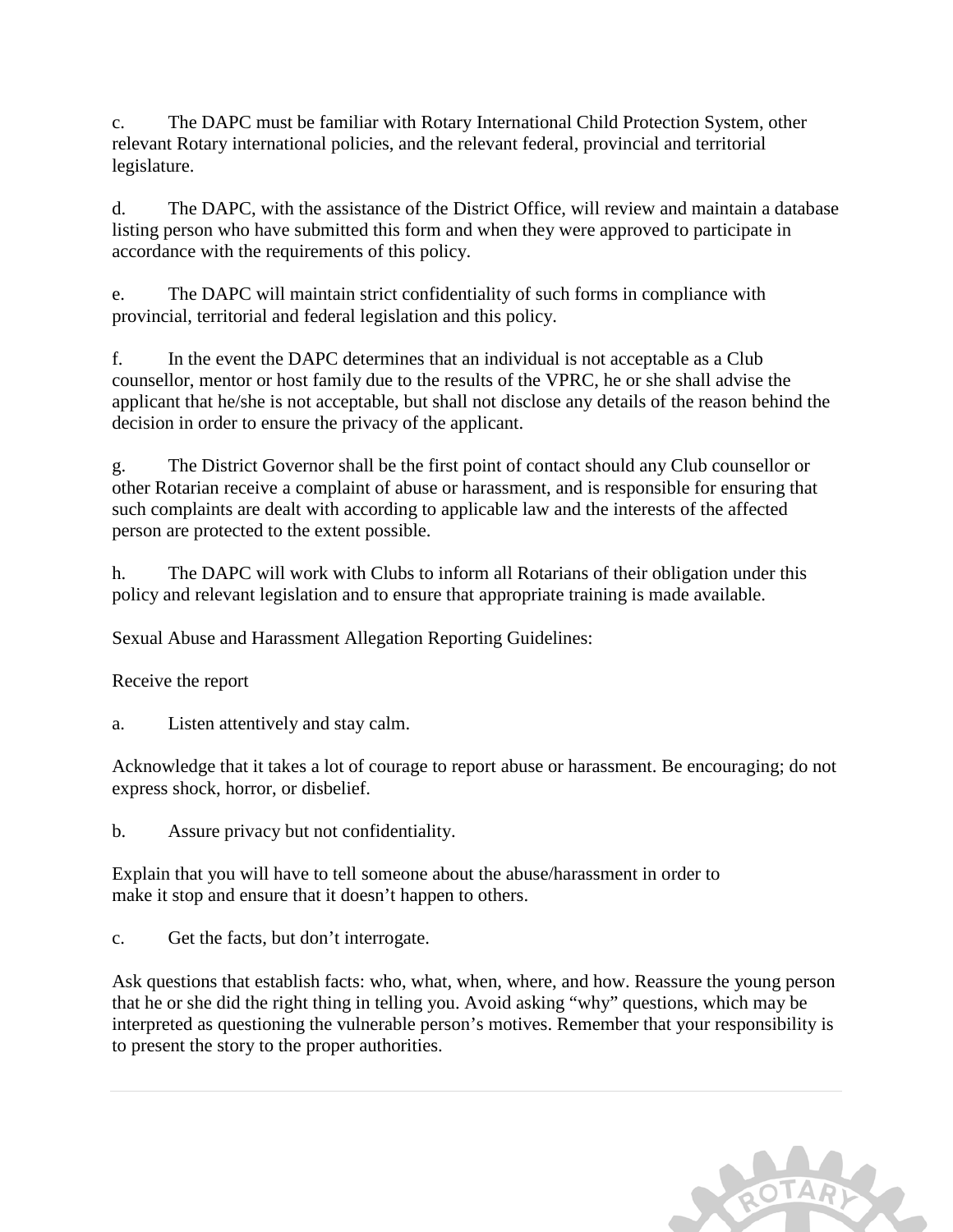c. The DAPC must be familiar with Rotary International Child Protection System, other relevant Rotary international policies, and the relevant federal, provincial and territorial legislature.

d. The DAPC, with the assistance of the District Office, will review and maintain a database listing person who have submitted this form and when they were approved to participate in accordance with the requirements of this policy.

e. The DAPC will maintain strict confidentiality of such forms in compliance with provincial, territorial and federal legislation and this policy.

f. In the event the DAPC determines that an individual is not acceptable as a Club counsellor, mentor or host family due to the results of the VPRC, he or she shall advise the applicant that he/she is not acceptable, but shall not disclose any details of the reason behind the decision in order to ensure the privacy of the applicant.

g. The District Governor shall be the first point of contact should any Club counsellor or other Rotarian receive a complaint of abuse or harassment, and is responsible for ensuring that such complaints are dealt with according to applicable law and the interests of the affected person are protected to the extent possible.

h. The DAPC will work with Clubs to inform all Rotarians of their obligation under this policy and relevant legislation and to ensure that appropriate training is made available.

Sexual Abuse and Harassment Allegation Reporting Guidelines:

Receive the report

a. Listen attentively and stay calm.

Acknowledge that it takes a lot of courage to report abuse or harassment. Be encouraging; do not express shock, horror, or disbelief.

b. Assure privacy but not confidentiality.

Explain that you will have to tell someone about the abuse/harassment in order to make it stop and ensure that it doesn't happen to others.

c. Get the facts, but don't interrogate.

Ask questions that establish facts: who, what, when, where, and how. Reassure the young person that he or she did the right thing in telling you. Avoid asking "why" questions, which may be interpreted as questioning the vulnerable person's motives. Remember that your responsibility is to present the story to the proper authorities.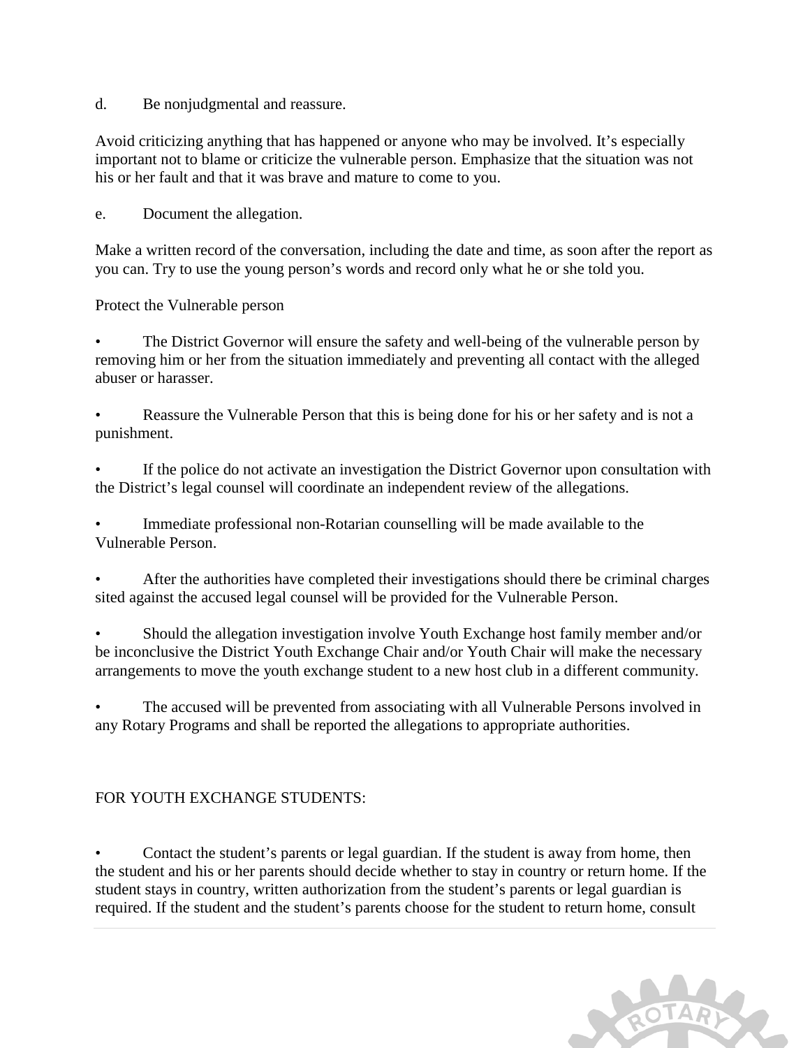d. Be nonjudgmental and reassure.

Avoid criticizing anything that has happened or anyone who may be involved. It's especially important not to blame or criticize the vulnerable person. Emphasize that the situation was not his or her fault and that it was brave and mature to come to you.

e. Document the allegation.

Make a written record of the conversation, including the date and time, as soon after the report as you can. Try to use the young person's words and record only what he or she told you.

Protect the Vulnerable person

- The District Governor will ensure the safety and well-being of the vulnerable person by removing him or her from the situation immediately and preventing all contact with the alleged abuser or harasser.

- Reassure the Vulnerable Person that this is being done for his or her safety and is not a punishment.

- If the police do not activate an investigation the District Governor upon consultation with the District's legal counsel will coordinate an independent review of the allegations.

- Immediate professional non-Rotarian counselling will be made available to the Vulnerable Person.

- After the authorities have completed their investigations should there be criminal charges sited against the accused legal counsel will be provided for the Vulnerable Person.

- Should the allegation investigation involve Youth Exchange host family member and/or be inconclusive the District Youth Exchange Chair and/or Youth Chair will make the necessary arrangements to move the youth exchange student to a new host club in a different community.

- The accused will be prevented from associating with all Vulnerable Persons involved in any Rotary Programs and shall be reported the allegations to appropriate authorities.

FOR YOUTH EXCHANGE STUDENTS:

- Contact the student's parents or legal guardian. If the student is away from home, then the student and his or her parents should decide whether to stay in country or return home. If the student stays in country, written authorization from the student's parents or legal guardian is required. If the student and the student's parents choose for the student to return home, consult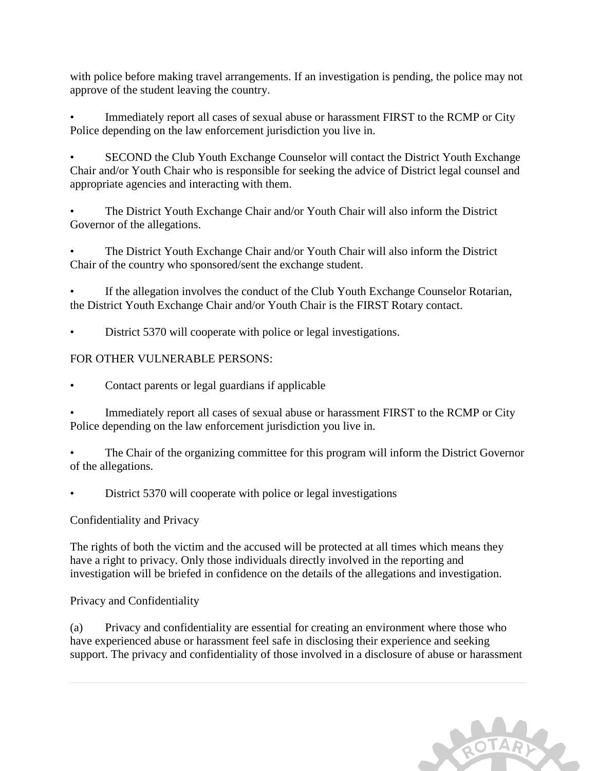with police before making travel arrangements. If an investigation is pending, the police may not approve of the student leaving the country.

- Immediately report all cases of sexual abuse or harassment FIRST to the RCMP or City Police depending on the law enforcement jurisdiction you live in.
- SECOND the Club Youth Exchange Counselor will contact the District Youth Exchange Chair and/or Youth Chair who is responsible for seeking the advice of District legal counsel and appropriate agencies and interacting with them.
- The District Youth Exchange Chair and/or Youth Chair will also inform the District Governor of the allegations.
- The District Youth Exchange Chair and/or Youth Chair will also inform the District Chair of the country who sponsored/sent the exchange student.
- If the allegation involves the conduct of the Club Youth Exchange Counselor Rotarian, the District Youth Exchange Chair and/or Youth Chair is the FIRST Rotary contact.
- District 5370 will cooperate with police or legal investigations.

FOR OTHER VULNERABLE PERSONS:

- Contact parents or legal guardians if applicable
- Immediately report all cases of sexual abuse or harassment FIRST to the RCMP or City Police depending on the law enforcement jurisdiction you live in.
- The Chair of the organizing committee for this program will inform the District Governor of the allegations.
- District 5370 will cooperate with police or legal investigations

Confidentiality and Privacy

The rights of both the victim and the accused will be protected at all times which means they have a right to privacy. Only those individuals directly involved in the reporting and investigation will be briefed in confidence on the details of the allegations and investigation.

Privacy and Confidentiality

(a) Privacy and confidentiality are essential for creating an environment where those who have experienced abuse or harassment feel safe in disclosing their experience and seeking support. The privacy and confidentiality of those involved in a disclosure of abuse or harassment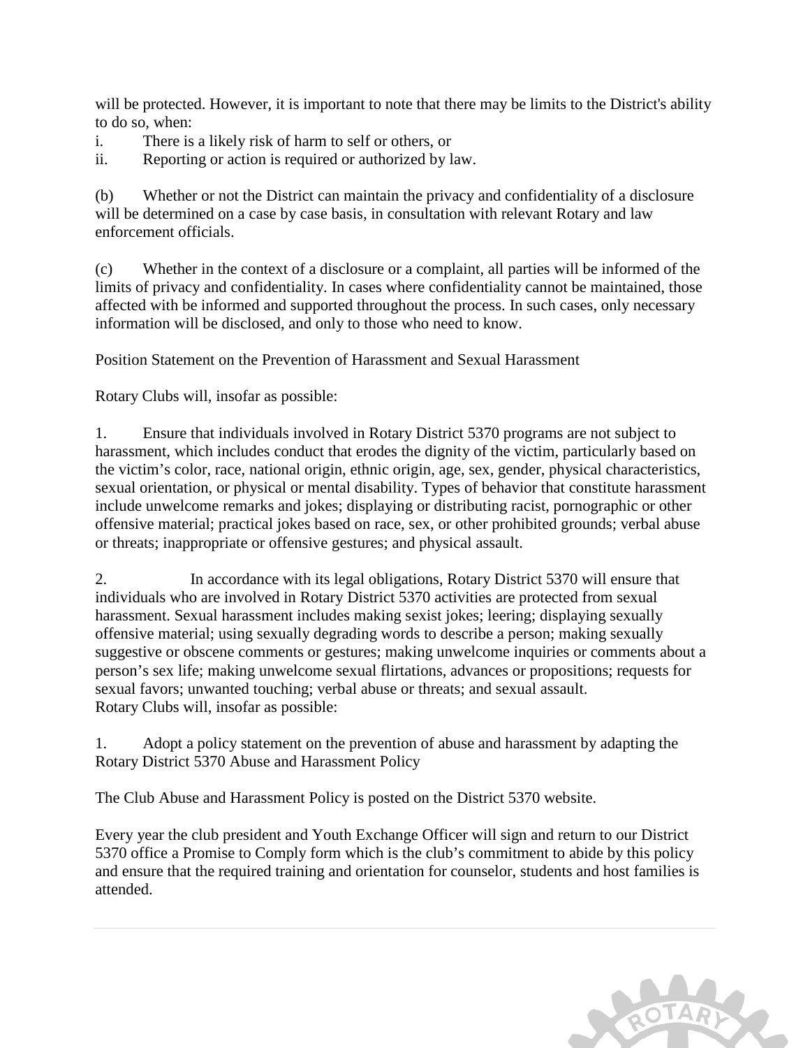will be protected. However, it is important to note that there may be limits to the District's ability to do so, when:

i. There is a likely risk of harm to self or others, or
ii. Reporting or action is required or authorized by law.

(b) Whether or not the District can maintain the privacy and confidentiality of a disclosure will be determined on a case by case basis, in consultation with relevant Rotary and law enforcement officials.

(c) Whether in the context of a disclosure or a complaint, all parties will be informed of the limits of privacy and confidentiality. In cases where confidentiality cannot be maintained, those affected with be informed and supported throughout the process. In such cases, only necessary information will be disclosed, and only to those who need to know.

Position Statement on the Prevention of Harassment and Sexual Harassment

Rotary Clubs will, insofar as possible:

1. Ensure that individuals involved in Rotary District 5370 programs are not subject to harassment, which includes conduct that erodes the dignity of the victim, particularly based on the victim's color, race, national origin, ethnic origin, age, sex, gender, physical characteristics, sexual orientation, or physical or mental disability. Types of behavior that constitute harassment include unwelcome remarks and jokes; displaying or distributing racist, pornographic or other offensive material; practical jokes based on race, sex, or other prohibited grounds; verbal abuse or threats; inappropriate or offensive gestures; and physical assault.

2. In accordance with its legal obligations, Rotary District 5370 will ensure that individuals who are involved in Rotary District 5370 activities are protected from sexual harassment. Sexual harassment includes making sexist jokes; leering; displaying sexually offensive material; using sexually degrading words to describe a person; making sexually suggestive or obscene comments or gestures; making unwelcome inquiries or comments about a person's sex life; making unwelcome sexual flirtations, advances or propositions; requests for sexual favors; unwanted touching; verbal abuse or threats; and sexual assault.

Rotary Clubs will, insofar as possible:

1. Adopt a policy statement on the prevention of abuse and harassment by adapting the Rotary District 5370 Abuse and Harassment Policy

The Club Abuse and Harassment Policy is posted on the District 5370 website.

Every year the club president and Youth Exchange Officer will sign and return to our District 5370 office a Promise to Comply form which is the club's commitment to abide by this policy and ensure that the required training and orientation for counselor, students and host families is attended.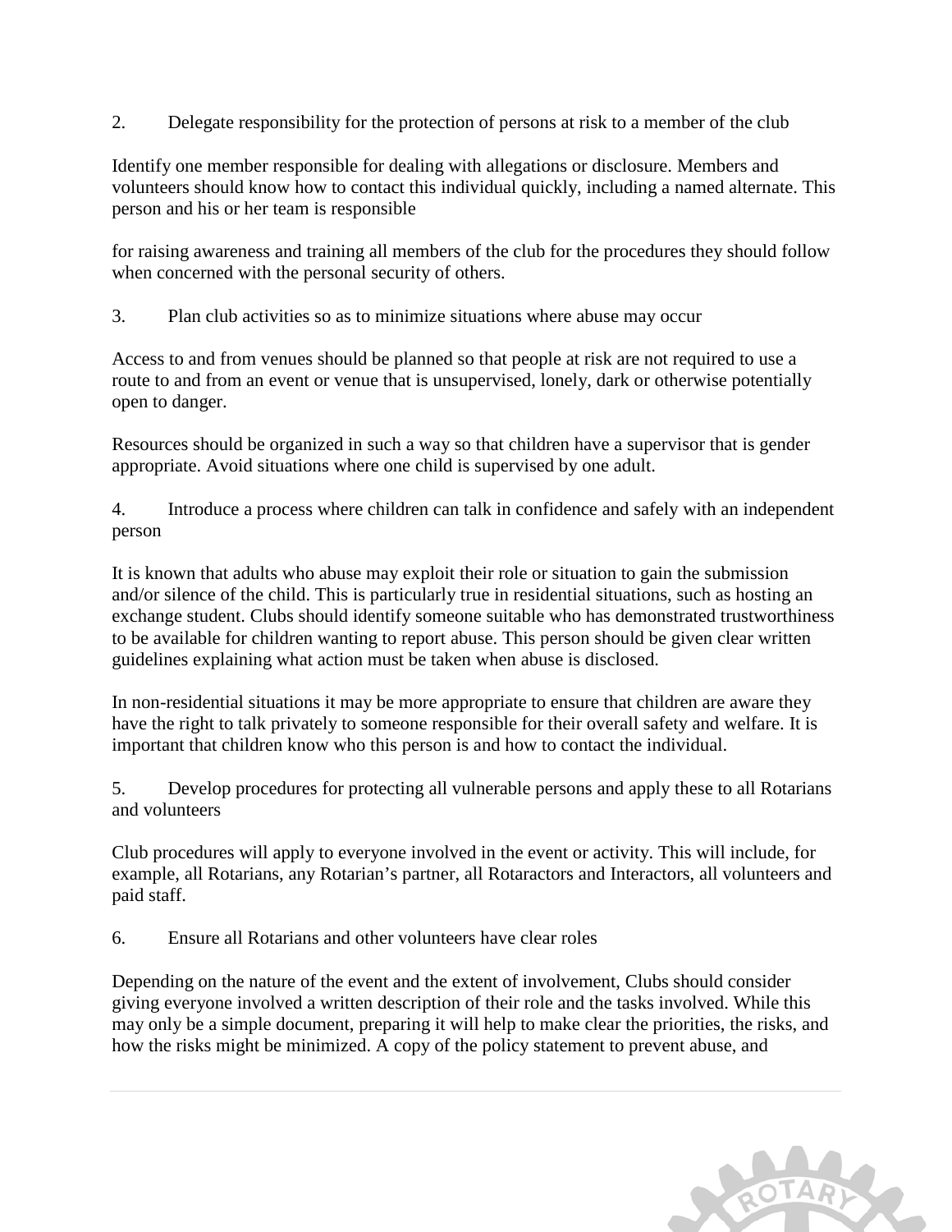2. Delegate responsibility for the protection of persons at risk to a member of the club

Identify one member responsible for dealing with allegations or disclosure. Members and volunteers should know how to contact this individual quickly, including a named alternate. This person and his or her team is responsible

for raising awareness and training all members of the club for the procedures they should follow when concerned with the personal security of others.

3. Plan club activities so as to minimize situations where abuse may occur

Access to and from venues should be planned so that people at risk are not required to use a route to and from an event or venue that is unsupervised, lonely, dark or otherwise potentially open to danger.

Resources should be organized in such a way so that children have a supervisor that is gender appropriate. Avoid situations where one child is supervised by one adult.

4. Introduce a process where children can talk in confidence and safely with an independent person

It is known that adults who abuse may exploit their role or situation to gain the submission and/or silence of the child. This is particularly true in residential situations, such as hosting an exchange student. Clubs should identify someone suitable who has demonstrated trustworthiness to be available for children wanting to report abuse. This person should be given clear written guidelines explaining what action must be taken when abuse is disclosed.

In non-residential situations it may be more appropriate to ensure that children are aware they have the right to talk privately to someone responsible for their overall safety and welfare. It is important that children know who this person is and how to contact the individual.

5. Develop procedures for protecting all vulnerable persons and apply these to all Rotarians and volunteers

Club procedures will apply to everyone involved in the event or activity. This will include, for example, all Rotarians, any Rotarian's partner, all Rotaractors and Interactors, all volunteers and paid staff.

6. Ensure all Rotarians and other volunteers have clear roles

Depending on the nature of the event and the extent of involvement, Clubs should consider giving everyone involved a written description of their role and the tasks involved. While this may only be a simple document, preparing it will help to make clear the priorities, the risks, and how the risks might be minimized. A copy of the policy statement to prevent abuse, and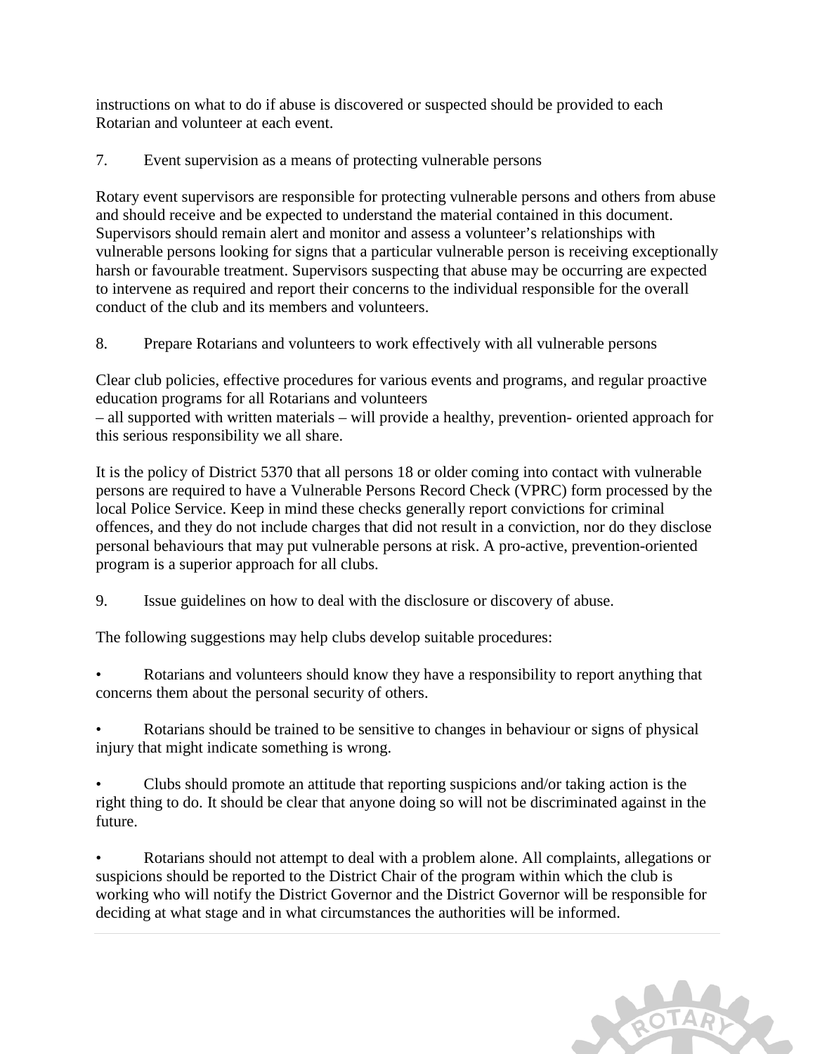instructions on what to do if abuse is discovered or suspected should be provided to each Rotarian and volunteer at each event.

7. Event supervision as a means of protecting vulnerable persons

Rotary event supervisors are responsible for protecting vulnerable persons and others from abuse and should receive and be expected to understand the material contained in this document. Supervisors should remain alert and monitor and assess a volunteer's relationships with vulnerable persons looking for signs that a particular vulnerable person is receiving exceptionally harsh or favourable treatment. Supervisors suspecting that abuse may be occurring are expected to intervene as required and report their concerns to the individual responsible for the overall conduct of the club and its members and volunteers.

8. Prepare Rotarians and volunteers to work effectively with all vulnerable persons

Clear club policies, effective procedures for various events and programs, and regular proactive education programs for all Rotarians and volunteers
– all supported with written materials – will provide a healthy, prevention- oriented approach for this serious responsibility we all share.

It is the policy of District 5370 that all persons 18 or older coming into contact with vulnerable persons are required to have a Vulnerable Persons Record Check (VPRC) form processed by the local Police Service. Keep in mind these checks generally report convictions for criminal offences, and they do not include charges that did not result in a conviction, nor do they disclose personal behaviours that may put vulnerable persons at risk. A pro-active, prevention-oriented program is a superior approach for all clubs.

9. Issue guidelines on how to deal with the disclosure or discovery of abuse.

The following suggestions may help clubs develop suitable procedures:

- Rotarians and volunteers should know they have a responsibility to report anything that concerns them about the personal security of others.

- Rotarians should be trained to be sensitive to changes in behaviour or signs of physical injury that might indicate something is wrong.

- Clubs should promote an attitude that reporting suspicions and/or taking action is the right thing to do. It should be clear that anyone doing so will not be discriminated against in the future.

- Rotarians should not attempt to deal with a problem alone. All complaints, allegations or suspicions should be reported to the District Chair of the program within which the club is working who will notify the District Governor and the District Governor will be responsible for deciding at what stage and in what circumstances the authorities will be informed.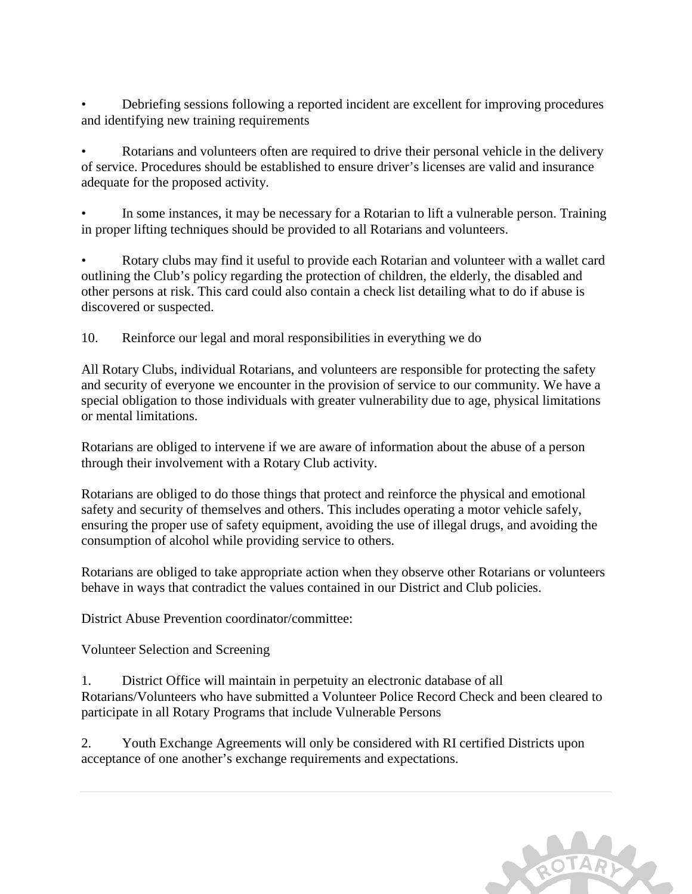- Debriefing sessions following a reported incident are excellent for improving procedures and identifying new training requirements

- Rotarians and volunteers often are required to drive their personal vehicle in the delivery of service. Procedures should be established to ensure driver's licenses are valid and insurance adequate for the proposed activity.

- In some instances, it may be necessary for a Rotarian to lift a vulnerable person. Training in proper lifting techniques should be provided to all Rotarians and volunteers.

- Rotary clubs may find it useful to provide each Rotarian and volunteer with a wallet card outlining the Club's policy regarding the protection of children, the elderly, the disabled and other persons at risk. This card could also contain a check list detailing what to do if abuse is discovered or suspected.

10. Reinforce our legal and moral responsibilities in everything we do

All Rotary Clubs, individual Rotarians, and volunteers are responsible for protecting the safety and security of everyone we encounter in the provision of service to our community. We have a special obligation to those individuals with greater vulnerability due to age, physical limitations or mental limitations.

Rotarians are obliged to intervene if we are aware of information about the abuse of a person through their involvement with a Rotary Club activity.

Rotarians are obliged to do those things that protect and reinforce the physical and emotional safety and security of themselves and others. This includes operating a motor vehicle safely, ensuring the proper use of safety equipment, avoiding the use of illegal drugs, and avoiding the consumption of alcohol while providing service to others.

Rotarians are obliged to take appropriate action when they observe other Rotarians or volunteers behave in ways that contradict the values contained in our District and Club policies.

District Abuse Prevention coordinator/committee:

Volunteer Selection and Screening

1. District Office will maintain in perpetuity an electronic database of all Rotarians/Volunteers who have submitted a Volunteer Police Record Check and been cleared to participate in all Rotary Programs that include Vulnerable Persons

2. Youth Exchange Agreements will only be considered with RI certified Districts upon acceptance of one another's exchange requirements and expectations.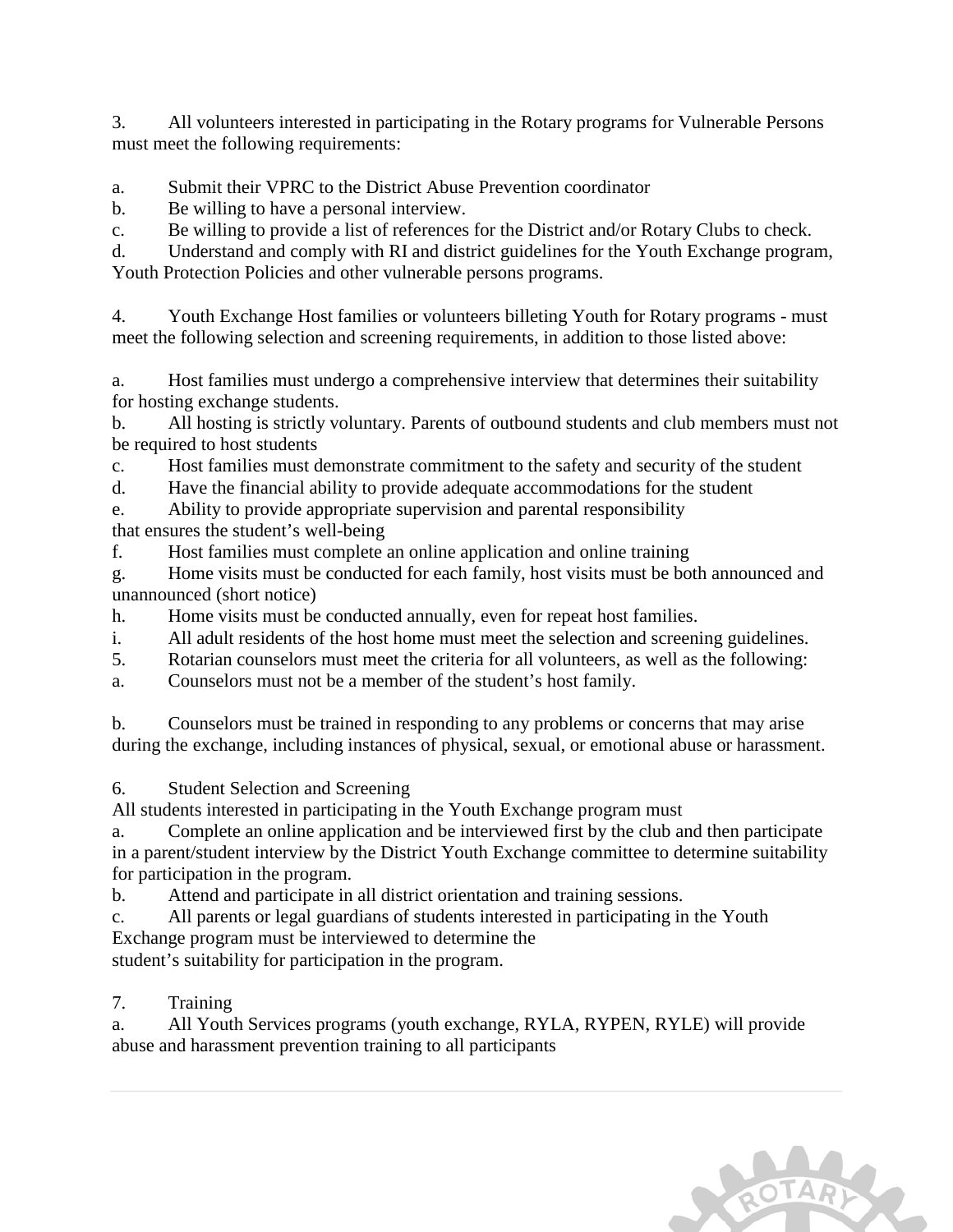3. All volunteers interested in participating in the Rotary programs for Vulnerable Persons must meet the following requirements:

a. Submit their VPRC to the District Abuse Prevention coordinator
b. Be willing to have a personal interview.
c. Be willing to provide a list of references for the District and/or Rotary Clubs to check.
d. Understand and comply with RI and district guidelines for the Youth Exchange program, Youth Protection Policies and other vulnerable persons programs.

4. Youth Exchange Host families or volunteers billeting Youth for Rotary programs - must meet the following selection and screening requirements, in addition to those listed above:

a. Host families must undergo a comprehensive interview that determines their suitability for hosting exchange students.
b. All hosting is strictly voluntary. Parents of outbound students and club members must not be required to host students
c. Host families must demonstrate commitment to the safety and security of the student
d. Have the financial ability to provide adequate accommodations for the student
e. Ability to provide appropriate supervision and parental responsibility that ensures the student's well-being
f. Host families must complete an online application and online training
g. Home visits must be conducted for each family, host visits must be both announced and unannounced (short notice)
h. Home visits must be conducted annually, even for repeat host families.
i. All adult residents of the host home must meet the selection and screening guidelines.

5. Rotarian counselors must meet the criteria for all volunteers, as well as the following:
a. Counselors must not be a member of the student's host family.

b. Counselors must be trained in responding to any problems or concerns that may arise during the exchange, including instances of physical, sexual, or emotional abuse or harassment.

6. Student Selection and Screening
All students interested in participating in the Youth Exchange program must
a. Complete an online application and be interviewed first by the club and then participate in a parent/student interview by the District Youth Exchange committee to determine suitability for participation in the program.
b. Attend and participate in all district orientation and training sessions.
c. All parents or legal guardians of students interested in participating in the Youth Exchange program must be interviewed to determine the student's suitability for participation in the program.

7. Training
a. All Youth Services programs (youth exchange, RYLA, RYPEN, RYLE) will provide abuse and harassment prevention training to all participants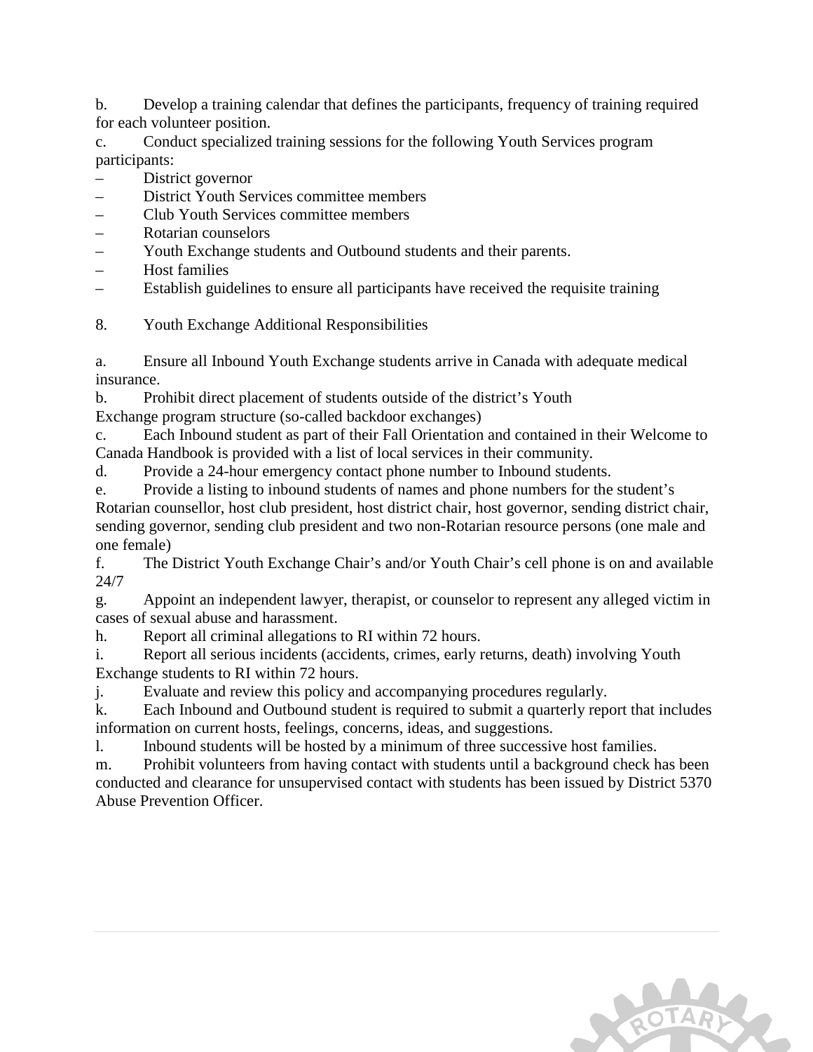b. Develop a training calendar that defines the participants, frequency of training required for each volunteer position.

c. Conduct specialized training sessions for the following Youth Services program participants:

– District governor
– District Youth Services committee members
– Club Youth Services committee members
– Rotarian counselors
– Youth Exchange students and Outbound students and their parents.
– Host families
– Establish guidelines to ensure all participants have received the requisite training

8. Youth Exchange Additional Responsibilities

a. Ensure all Inbound Youth Exchange students arrive in Canada with adequate medical insurance.

b. Prohibit direct placement of students outside of the district's Youth Exchange program structure (so-called backdoor exchanges)

c. Each Inbound student as part of their Fall Orientation and contained in their Welcome to Canada Handbook is provided with a list of local services in their community.

d. Provide a 24-hour emergency contact phone number to Inbound students.

e. Provide a listing to inbound students of names and phone numbers for the student's Rotarian counsellor, host club president, host district chair, host governor, sending district chair, sending governor, sending club president and two non-Rotarian resource persons (one male and one female)

f. The District Youth Exchange Chair's and/or Youth Chair's cell phone is on and available 24/7

g. Appoint an independent lawyer, therapist, or counselor to represent any alleged victim in cases of sexual abuse and harassment.

h. Report all criminal allegations to RI within 72 hours.

i. Report all serious incidents (accidents, crimes, early returns, death) involving Youth Exchange students to RI within 72 hours.

j. Evaluate and review this policy and accompanying procedures regularly.

k. Each Inbound and Outbound student is required to submit a quarterly report that includes information on current hosts, feelings, concerns, ideas, and suggestions.

l. Inbound students will be hosted by a minimum of three successive host families.

m. Prohibit volunteers from having contact with students until a background check has been conducted and clearance for unsupervised contact with students has been issued by District 5370 Abuse Prevention Officer.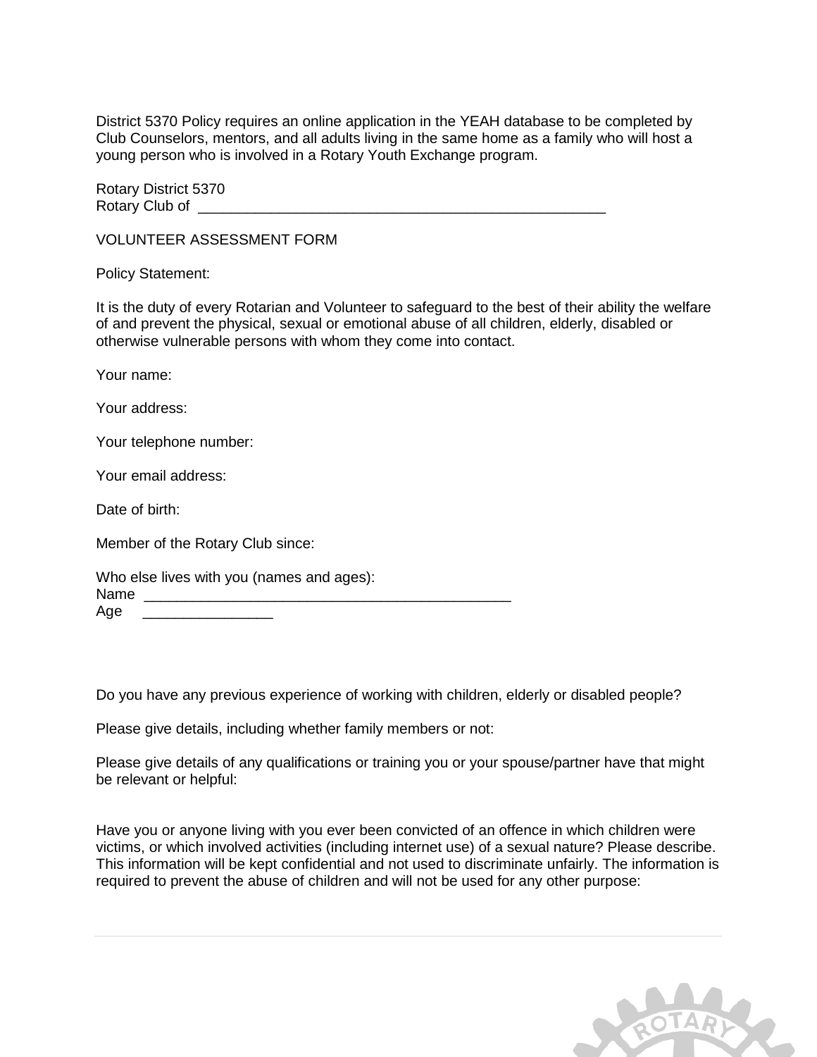District 5370 Policy requires an online application in the YEAH database to be completed by Club Counselors, mentors, and all adults living in the same home as a family who will host a young person who is involved in a Rotary Youth Exchange program.

Rotary District 5370
Rotary Club of ____________________________________________________

VOLUNTEER ASSESSMENT FORM

Policy Statement:

It is the duty of every Rotarian and Volunteer to safeguard to the best of their ability the welfare of and prevent the physical, sexual or emotional abuse of all children, elderly, disabled or otherwise vulnerable persons with whom they come into contact.

Your name:

Your address:

Your telephone number:

Your email address:

Date of birth:

Member of the Rotary Club since:

Who else lives with you (names and ages):
Name _______________________________________________
Age ________________

Do you have any previous experience of working with children, elderly or disabled people?

Please give details, including whether family members or not:

Please give details of any qualifications or training you or your spouse/partner have that might be relevant or helpful:

Have you or anyone living with you ever been convicted of an offence in which children were victims, or which involved activities (including internet use) of a sexual nature? Please describe. This information will be kept confidential and not used to discriminate unfairly. The information is required to prevent the abuse of children and will not be used for any other purpose: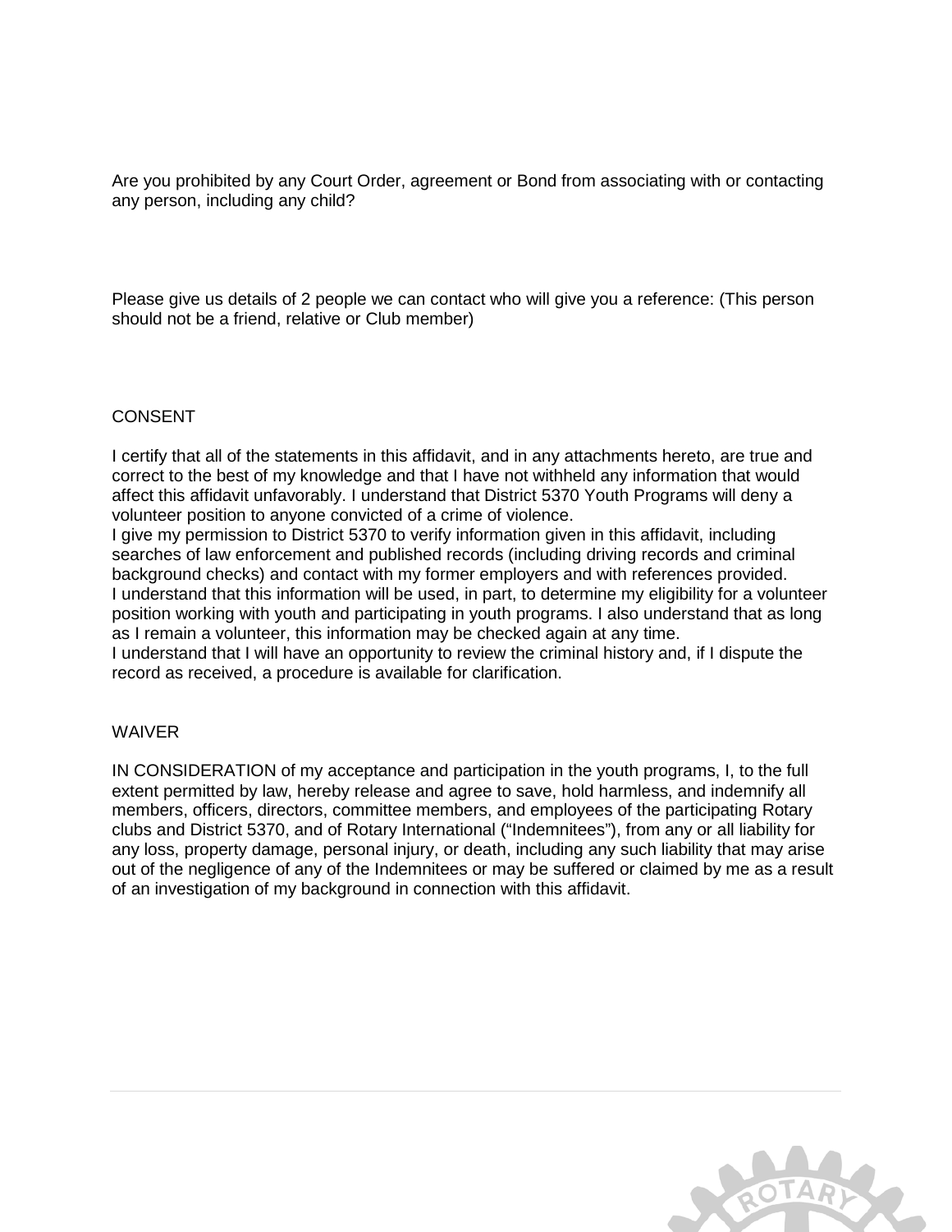Are you prohibited by any Court Order, agreement or Bond from associating with or contacting any person, including any child?

Please give us details of 2 people we can contact who will give you a reference: (This person should not be a friend, relative or Club member)

## CONSENT

I certify that all of the statements in this affidavit, and in any attachments hereto, are true and correct to the best of my knowledge and that I have not withheld any information that would affect this affidavit unfavorably. I understand that District 5370 Youth Programs will deny a volunteer position to anyone convicted of a crime of violence.

I give my permission to District 5370 to verify information given in this affidavit, including searches of law enforcement and published records (including driving records and criminal background checks) and contact with my former employers and with references provided.

I understand that this information will be used, in part, to determine my eligibility for a volunteer position working with youth and participating in youth programs. I also understand that as long as I remain a volunteer, this information may be checked again at any time.

I understand that I will have an opportunity to review the criminal history and, if I dispute the record as received, a procedure is available for clarification.

## WAIVER

IN CONSIDERATION of my acceptance and participation in the youth programs, I, to the full extent permitted by law, hereby release and agree to save, hold harmless, and indemnify all members, officers, directors, committee members, and employees of the participating Rotary clubs and District 5370, and of Rotary International ("Indemnitees"), from any or all liability for any loss, property damage, personal injury, or death, including any such liability that may arise out of the negligence of any of the Indemnitees or may be suffered or claimed by me as a result of an investigation of my background in connection with this affidavit.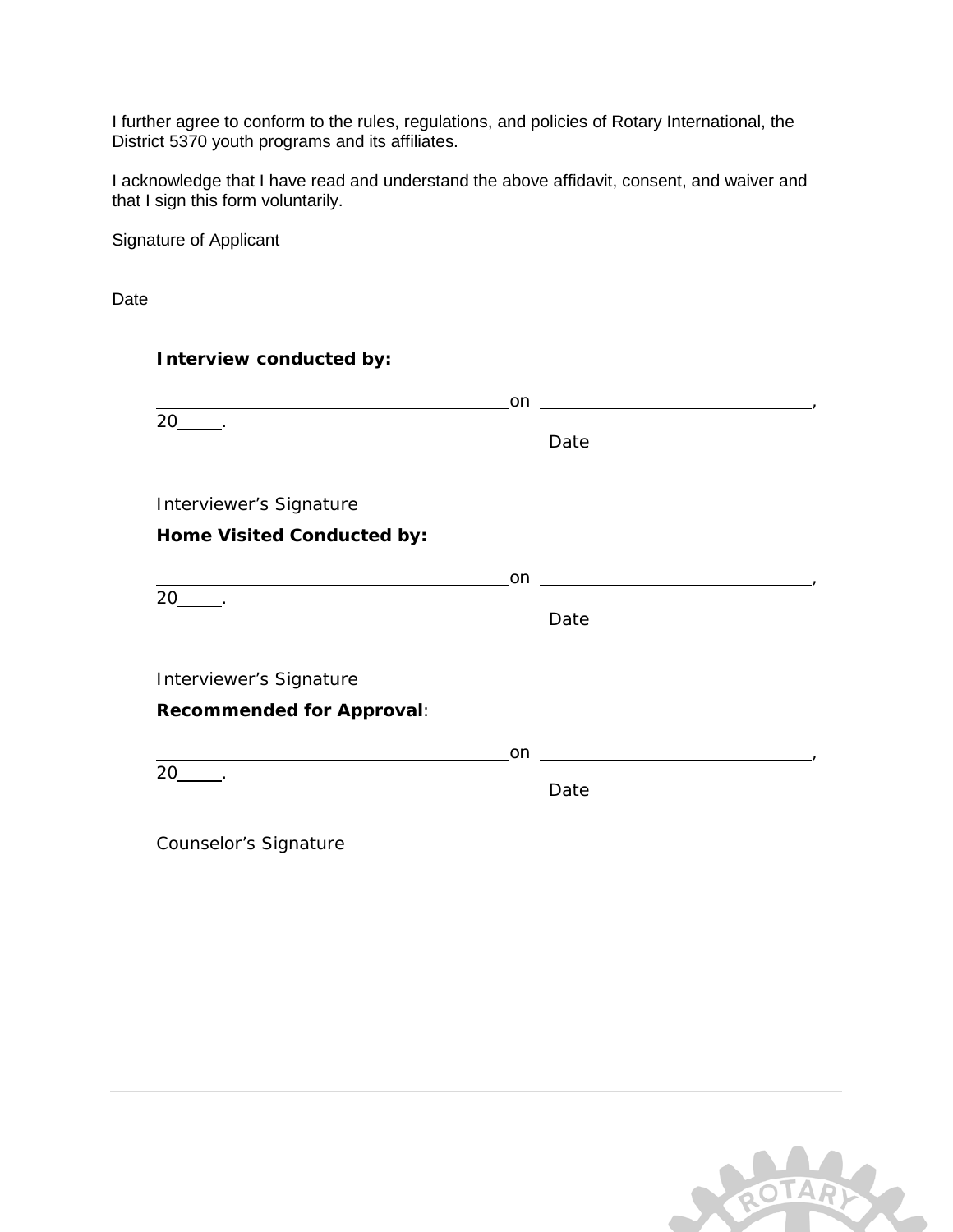I further agree to conform to the rules, regulations, and policies of Rotary International, the District 5370 youth programs and its affiliates.

I acknowledge that I have read and understand the above affidavit, consent, and waiver and that I sign this form voluntarily.

Signature of Applicant

Date

**Interview conducted by:**

\_\_\_\_\_\_\_\_\_\_\_\_\_\_\_\_\_\_\_\_\_\_\_\_\_\_\_\_\_\_\_\_\_\_\_\_\_\_\_\_ on \_\_\_\_\_\_\_\_\_\_\_\_\_\_\_\_\_\_\_\_\_\_\_\_\_\_\_\_\_\_, 20\_\_\_\_\_.

Date

Interviewer's Signature

**Home Visited Conducted by:**

\_\_\_\_\_\_\_\_\_\_\_\_\_\_\_\_\_\_\_\_\_\_\_\_\_\_\_\_\_\_\_\_\_\_\_\_\_\_\_\_ on \_\_\_\_\_\_\_\_\_\_\_\_\_\_\_\_\_\_\_\_\_\_\_\_\_\_\_\_\_\_, 20\_\_\_\_\_.

Date

Interviewer's Signature

**Recommended for Approval**:

\_\_\_\_\_\_\_\_\_\_\_\_\_\_\_\_\_\_\_\_\_\_\_\_\_\_\_\_\_\_\_\_\_\_\_\_\_\_\_\_ on \_\_\_\_\_\_\_\_\_\_\_\_\_\_\_\_\_\_\_\_\_\_\_\_\_\_\_\_\_\_, 20\_\_\_\_\_.

Date

Counselor's Signature